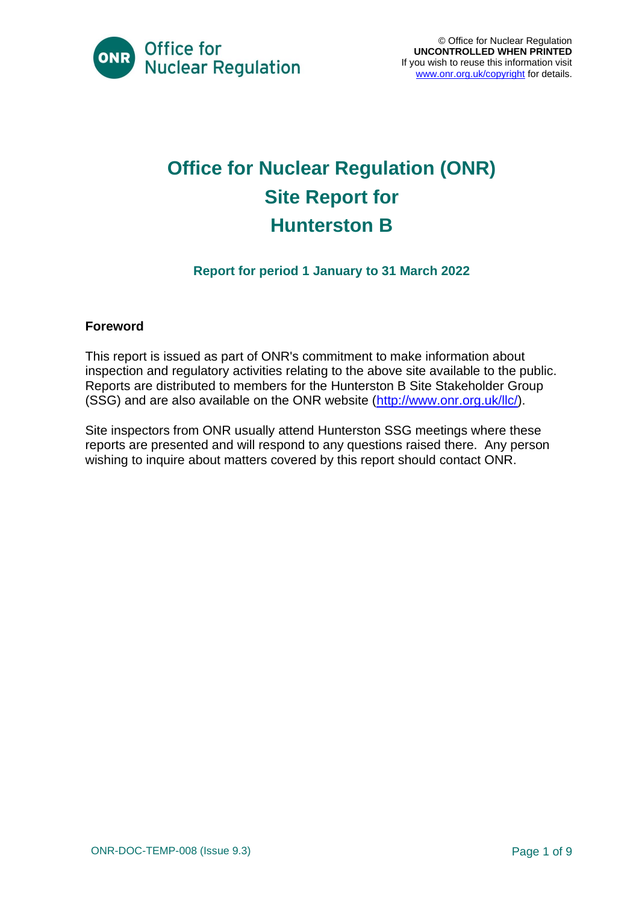© Office for Nuclear Regulation
**UNCONTROLLED WHEN PRINTED**
If you wish to reuse this information visit www.onr.org.uk/copyright for details.

# Office for Nuclear Regulation (ONR) Site Report for Hunterston B

### Report for period 1 January to 31 March 2022

**Foreword**

This report is issued as part of ONR's commitment to make information about inspection and regulatory activities relating to the above site available to the public. Reports are distributed to members for the Hunterston B Site Stakeholder Group (SSG) and are also available on the ONR website (http://www.onr.org.uk/llc/).

Site inspectors from ONR usually attend Hunterston SSG meetings where these reports are presented and will respond to any questions raised there. Any person wishing to inquire about matters covered by this report should contact ONR.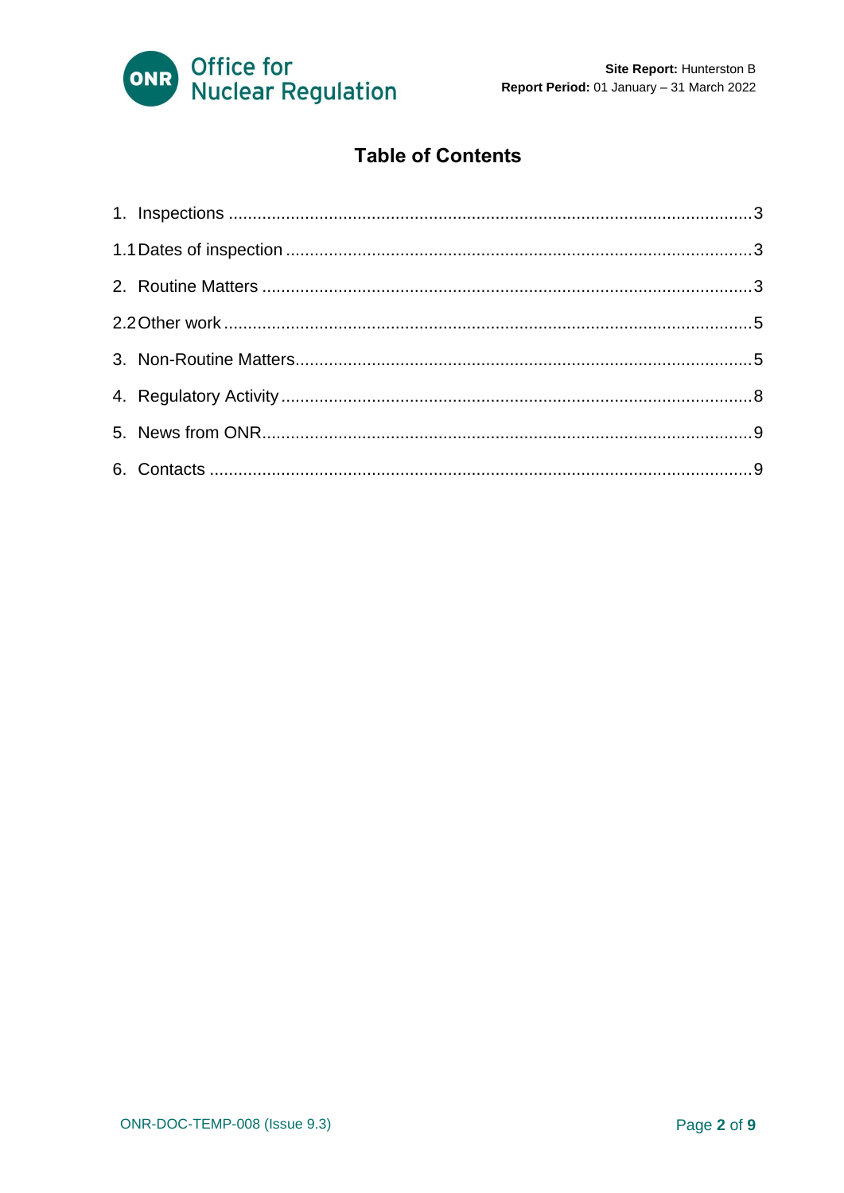# Table of Contents

1. Inspections ...3

1.1 Dates of inspection ...3

2. Routine Matters ...3

2.2 Other work ...5

3. Non-Routine Matters...5

4. Regulatory Activity...8

5. News from ONR...9

6. Contacts ...9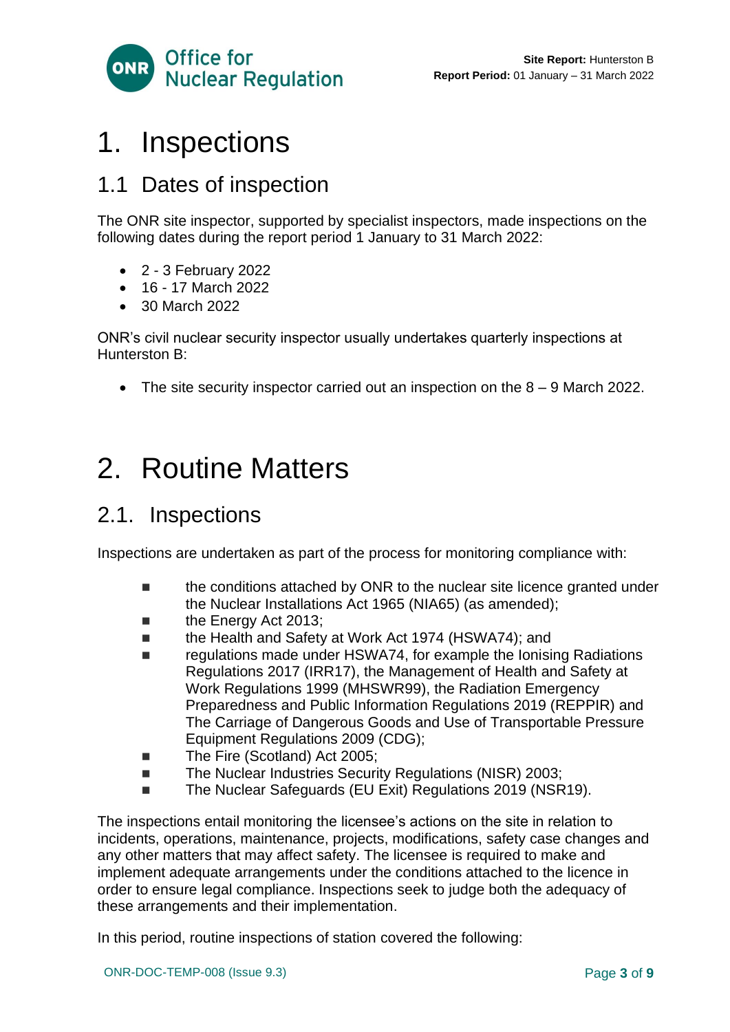# 1. Inspections

## 1.1 Dates of inspection

The ONR site inspector, supported by specialist inspectors, made inspections on the following dates during the report period 1 January to 31 March 2022:

- 2 - 3 February 2022
- 16 - 17 March 2022
- 30 March 2022

ONR's civil nuclear security inspector usually undertakes quarterly inspections at Hunterston B:

- The site security inspector carried out an inspection on the 8 – 9 March 2022.

# 2. Routine Matters

## 2.1. Inspections

Inspections are undertaken as part of the process for monitoring compliance with:

- the conditions attached by ONR to the nuclear site licence granted under the Nuclear Installations Act 1965 (NIA65) (as amended);
- the Energy Act 2013;
- the Health and Safety at Work Act 1974 (HSWA74); and
- regulations made under HSWA74, for example the Ionising Radiations Regulations 2017 (IRR17), the Management of Health and Safety at Work Regulations 1999 (MHSWR99), the Radiation Emergency Preparedness and Public Information Regulations 2019 (REPPIR) and The Carriage of Dangerous Goods and Use of Transportable Pressure Equipment Regulations 2009 (CDG);
- The Fire (Scotland) Act 2005;
- The Nuclear Industries Security Regulations (NISR) 2003;
- The Nuclear Safeguards (EU Exit) Regulations 2019 (NSR19).

The inspections entail monitoring the licensee's actions on the site in relation to incidents, operations, maintenance, projects, modifications, safety case changes and any other matters that may affect safety. The licensee is required to make and implement adequate arrangements under the conditions attached to the licence in order to ensure legal compliance. Inspections seek to judge both the adequacy of these arrangements and their implementation.

In this period, routine inspections of station covered the following: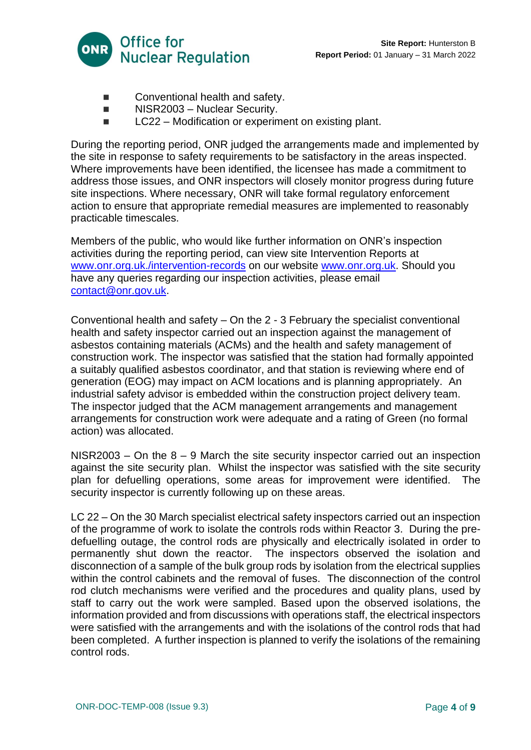- Conventional health and safety.
- NISR2003 – Nuclear Security.
- LC22 – Modification or experiment on existing plant.

During the reporting period, ONR judged the arrangements made and implemented by the site in response to safety requirements to be satisfactory in the areas inspected. Where improvements have been identified, the licensee has made a commitment to address those issues, and ONR inspectors will closely monitor progress during future site inspections. Where necessary, ONR will take formal regulatory enforcement action to ensure that appropriate remedial measures are implemented to reasonably practicable timescales.

Members of the public, who would like further information on ONR's inspection activities during the reporting period, can view site Intervention Reports at [www.onr.org.uk./intervention-records](www.onr.org.uk./intervention-records) on our website [www.onr.org.uk](www.onr.org.uk). Should you have any queries regarding our inspection activities, please email [contact@onr.gov.uk](mailto:contact@onr.gov.uk).

Conventional health and safety – On the 2 - 3 February the specialist conventional health and safety inspector carried out an inspection against the management of asbestos containing materials (ACMs) and the health and safety management of construction work. The inspector was satisfied that the station had formally appointed a suitably qualified asbestos coordinator, and that station is reviewing where end of generation (EOG) may impact on ACM locations and is planning appropriately. An industrial safety advisor is embedded within the construction project delivery team. The inspector judged that the ACM management arrangements and management arrangements for construction work were adequate and a rating of Green (no formal action) was allocated.

NISR2003 – On the 8 – 9 March the site security inspector carried out an inspection against the site security plan. Whilst the inspector was satisfied with the site security plan for defuelling operations, some areas for improvement were identified. The security inspector is currently following up on these areas.

LC 22 – On the 30 March specialist electrical safety inspectors carried out an inspection of the programme of work to isolate the controls rods within Reactor 3. During the pre-defuelling outage, the control rods are physically and electrically isolated in order to permanently shut down the reactor. The inspectors observed the isolation and disconnection of a sample of the bulk group rods by isolation from the electrical supplies within the control cabinets and the removal of fuses. The disconnection of the control rod clutch mechanisms were verified and the procedures and quality plans, used by staff to carry out the work were sampled. Based upon the observed isolations, the information provided and from discussions with operations staff, the electrical inspectors were satisfied with the arrangements and with the isolations of the control rods that had been completed. A further inspection is planned to verify the isolations of the remaining control rods.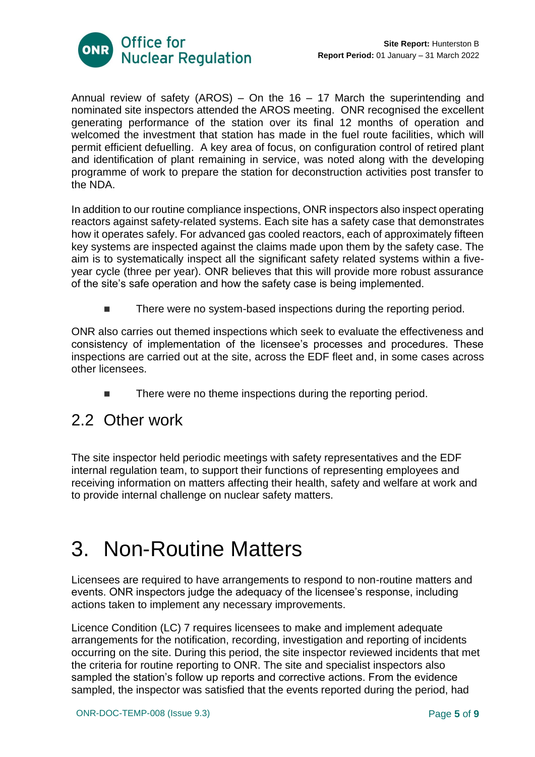Annual review of safety (AROS) – On the 16 – 17 March the superintending and nominated site inspectors attended the AROS meeting. ONR recognised the excellent generating performance of the station over its final 12 months of operation and welcomed the investment that station has made in the fuel route facilities, which will permit efficient defuelling. A key area of focus, on configuration control of retired plant and identification of plant remaining in service, was noted along with the developing programme of work to prepare the station for deconstruction activities post transfer to the NDA.

In addition to our routine compliance inspections, ONR inspectors also inspect operating reactors against safety-related systems. Each site has a safety case that demonstrates how it operates safely. For advanced gas cooled reactors, each of approximately fifteen key systems are inspected against the claims made upon them by the safety case. The aim is to systematically inspect all the significant safety related systems within a five-year cycle (three per year). ONR believes that this will provide more robust assurance of the site's safe operation and how the safety case is being implemented.

- There were no system-based inspections during the reporting period.

ONR also carries out themed inspections which seek to evaluate the effectiveness and consistency of implementation of the licensee's processes and procedures. These inspections are carried out at the site, across the EDF fleet and, in some cases across other licensees.

- There were no theme inspections during the reporting period.

## 2.2 Other work

The site inspector held periodic meetings with safety representatives and the EDF internal regulation team, to support their functions of representing employees and receiving information on matters affecting their health, safety and welfare at work and to provide internal challenge on nuclear safety matters.

# 3. Non-Routine Matters

Licensees are required to have arrangements to respond to non-routine matters and events. ONR inspectors judge the adequacy of the licensee's response, including actions taken to implement any necessary improvements.

Licence Condition (LC) 7 requires licensees to make and implement adequate arrangements for the notification, recording, investigation and reporting of incidents occurring on the site. During this period, the site inspector reviewed incidents that met the criteria for routine reporting to ONR. The site and specialist inspectors also sampled the station's follow up reports and corrective actions. From the evidence sampled, the inspector was satisfied that the events reported during the period, had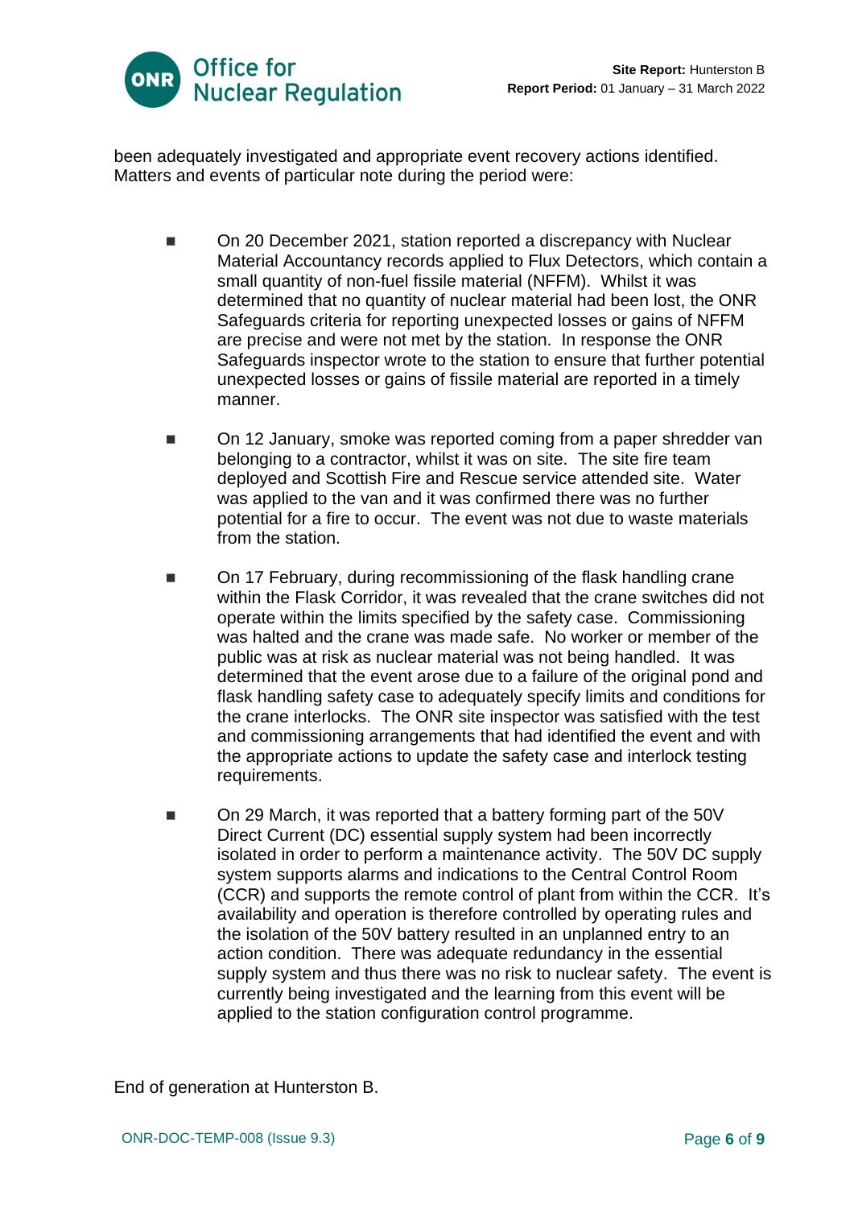been adequately investigated and appropriate event recovery actions identified. Matters and events of particular note during the period were:

- On 20 December 2021, station reported a discrepancy with Nuclear Material Accountancy records applied to Flux Detectors, which contain a small quantity of non-fuel fissile material (NFFM). Whilst it was determined that no quantity of nuclear material had been lost, the ONR Safeguards criteria for reporting unexpected losses or gains of NFFM are precise and were not met by the station. In response the ONR Safeguards inspector wrote to the station to ensure that further potential unexpected losses or gains of fissile material are reported in a timely manner.

- On 12 January, smoke was reported coming from a paper shredder van belonging to a contractor, whilst it was on site. The site fire team deployed and Scottish Fire and Rescue service attended site. Water was applied to the van and it was confirmed there was no further potential for a fire to occur. The event was not due to waste materials from the station.

- On 17 February, during recommissioning of the flask handling crane within the Flask Corridor, it was revealed that the crane switches did not operate within the limits specified by the safety case. Commissioning was halted and the crane was made safe. No worker or member of the public was at risk as nuclear material was not being handled. It was determined that the event arose due to a failure of the original pond and flask handling safety case to adequately specify limits and conditions for the crane interlocks. The ONR site inspector was satisfied with the test and commissioning arrangements that had identified the event and with the appropriate actions to update the safety case and interlock testing requirements.

- On 29 March, it was reported that a battery forming part of the 50V Direct Current (DC) essential supply system had been incorrectly isolated in order to perform a maintenance activity. The 50V DC supply system supports alarms and indications to the Central Control Room (CCR) and supports the remote control of plant from within the CCR. It's availability and operation is therefore controlled by operating rules and the isolation of the 50V battery resulted in an unplanned entry to an action condition. There was adequate redundancy in the essential supply system and thus there was no risk to nuclear safety. The event is currently being investigated and the learning from this event will be applied to the station configuration control programme.

End of generation at Hunterston B.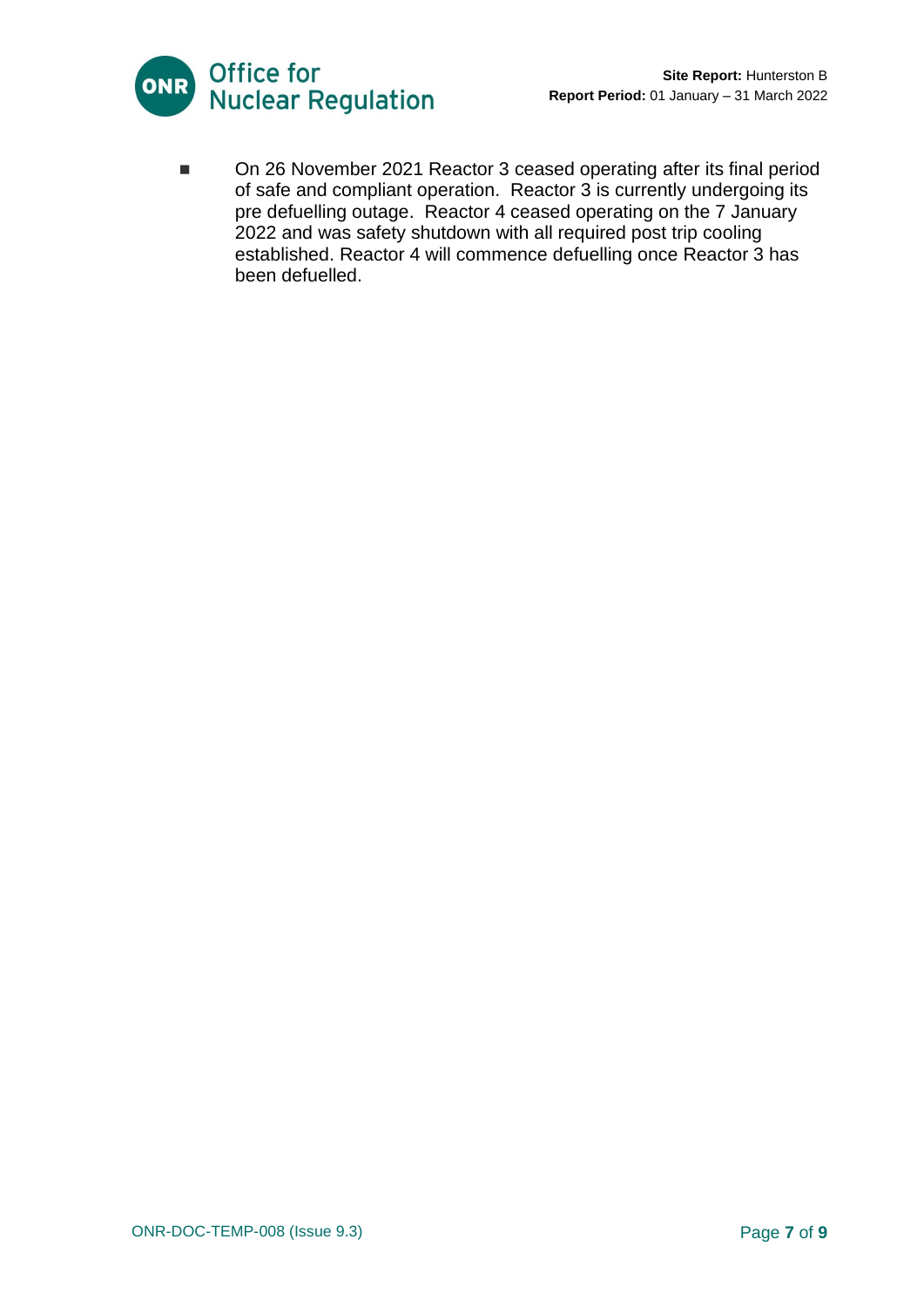- On 26 November 2021 Reactor 3 ceased operating after its final period of safe and compliant operation. Reactor 3 is currently undergoing its pre defuelling outage. Reactor 4 ceased operating on the 7 January 2022 and was safety shutdown with all required post trip cooling established. Reactor 4 will commence defuelling once Reactor 3 has been defuelled.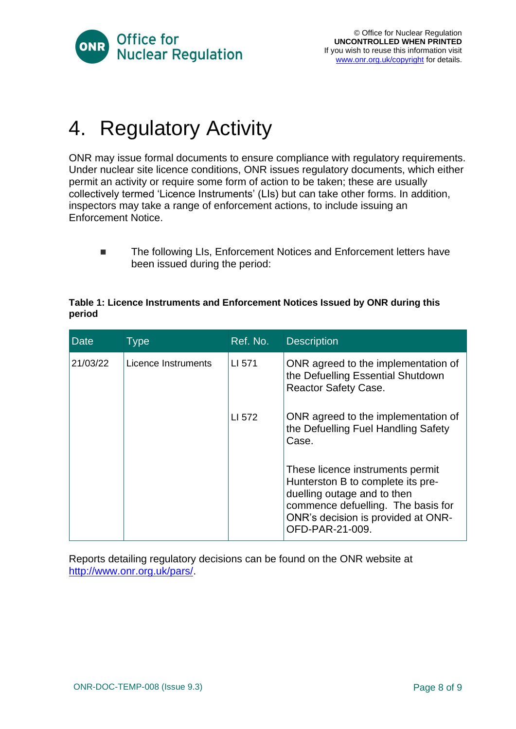# 4. Regulatory Activity

ONR may issue formal documents to ensure compliance with regulatory requirements. Under nuclear site licence conditions, ONR issues regulatory documents, which either permit an activity or require some form of action to be taken; these are usually collectively termed 'Licence Instruments' (LIs) but can take other forms. In addition, inspectors may take a range of enforcement actions, to include issuing an Enforcement Notice.

- The following LIs, Enforcement Notices and Enforcement letters have been issued during the period:

**Table 1: Licence Instruments and Enforcement Notices Issued by ONR during this period**

| Date | Type | Ref. No. | Description |
|---|---|---|---|
| 21/03/22 | Licence Instruments | LI 571 | ONR agreed to the implementation of the Defuelling Essential Shutdown Reactor Safety Case. |
| | | LI 572 | ONR agreed to the implementation of the Defuelling Fuel Handling Safety Case. These licence instruments permit Hunterston B to complete its pre-duelling outage and to then commence defuelling. The basis for ONR's decision is provided at ONR-OFD-PAR-21-009. |

Reports detailing regulatory decisions can be found on the ONR website at http://www.onr.org.uk/pars/.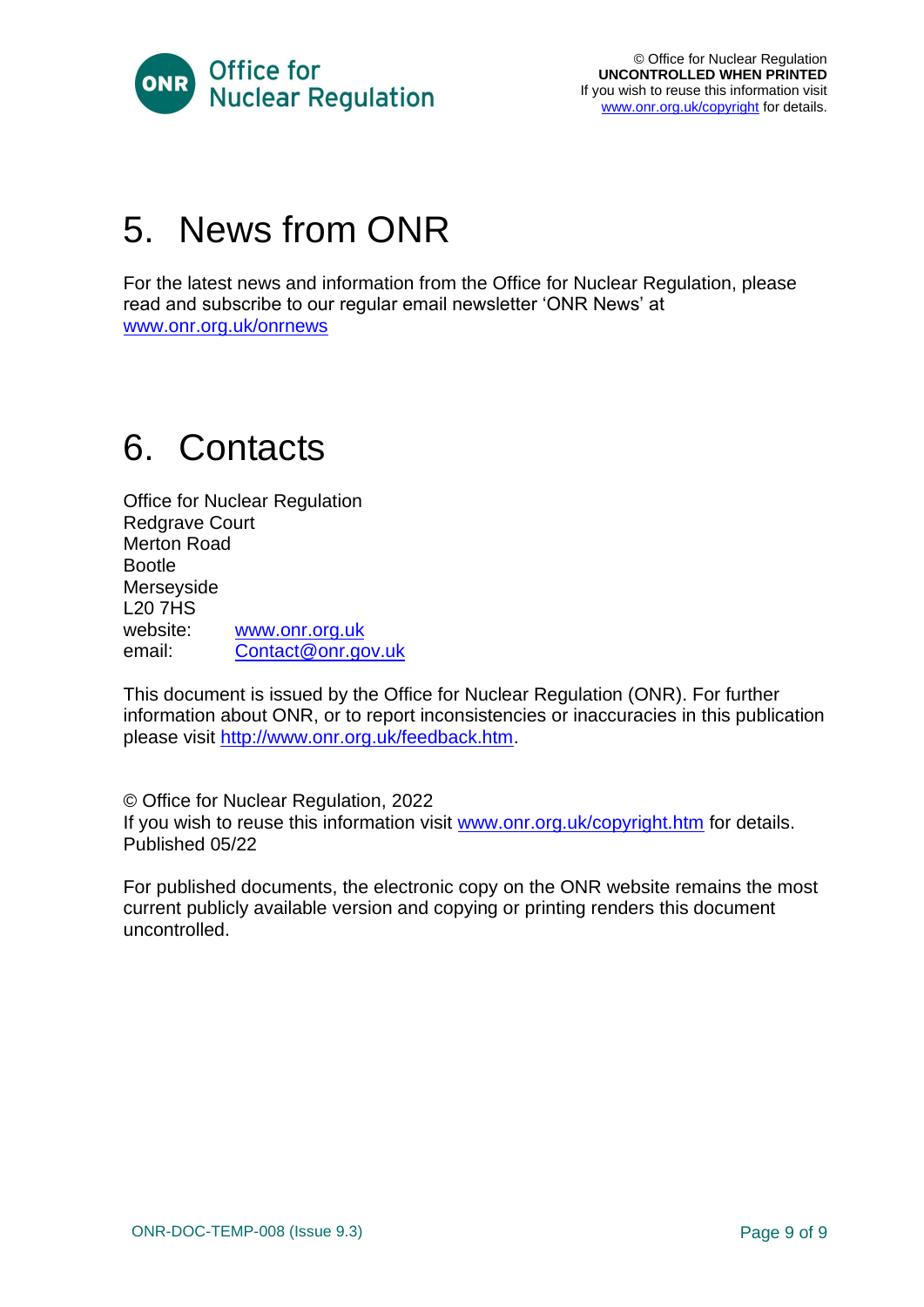# 5. News from ONR

For the latest news and information from the Office for Nuclear Regulation, please read and subscribe to our regular email newsletter 'ONR News' at www.onr.org.uk/onrnews

# 6. Contacts

Office for Nuclear Regulation
Redgrave Court
Merton Road
Bootle
Merseyside
L20 7HS
website: www.onr.org.uk
email: Contact@onr.gov.uk

This document is issued by the Office for Nuclear Regulation (ONR). For further information about ONR, or to report inconsistencies or inaccuracies in this publication please visit http://www.onr.org.uk/feedback.htm.

© Office for Nuclear Regulation, 2022
If you wish to reuse this information visit www.onr.org.uk/copyright.htm for details.
Published 05/22

For published documents, the electronic copy on the ONR website remains the most current publicly available version and copying or printing renders this document uncontrolled.